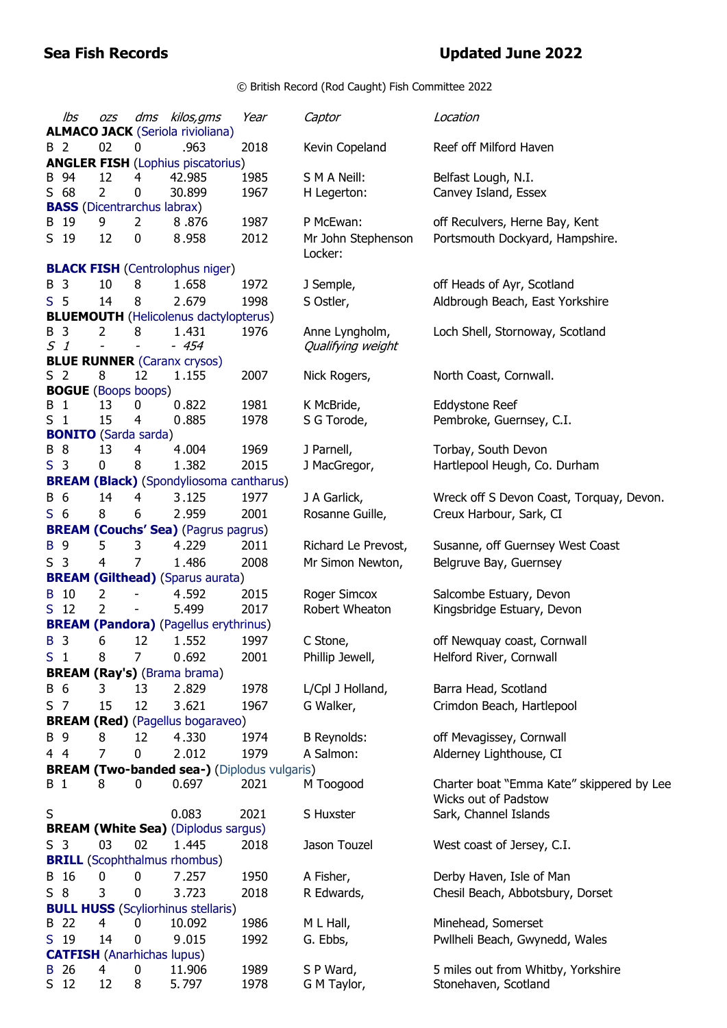## Sea Fish Records

## Updated June 2022

© British Record (Rod Caught) Fish Committee 2022

| | *lbs* | *ozs* | *dms* | *kilos,gms* | *Year* | *Captor* | *Location* |
|---|---|---|---|---|---|---|---|
| **ALMACO JACK** (Seriola rivioliana) | | | | | | | |
| B | 2 | 02 | 0 | .963 | 2018 | Kevin Copeland | Reef off Milford Haven |
| **ANGLER FISH** (Lophius piscatorius) | | | | | | | |
| B | 94 | 12 | 4 | 42.985 | 1985 | S M A Neill: | Belfast Lough, N.I. |
| S | 68 | 2 | 0 | 30.899 | 1967 | H Legerton: | Canvey Island, Essex |
| **BASS** (Dicentrarchus labrax) | | | | | | | |
| B | 19 | 9 | 2 | 8 .876 | 1987 | P McEwan: | off Reculvers, Herne Bay, Kent |
| S | 19 | 12 | 0 | 8.958 | 2012 | Mr John Stephenson Locker: | Portsmouth Dockyard, Hampshire. |
| **BLACK FISH** (Centrolophus niger) | | | | | | | |
| B | 3 | 10 | 8 | 1.658 | 1972 | J Semple, | off Heads of Ayr, Scotland |
| S | 5 | 14 | 8 | 2.679 | 1998 | S Ostler, | Aldbrough Beach, East Yorkshire |
| **BLUEMOUTH** (Helicolenus dactylopterus) | | | | | | | |
| B | 3 | 2 | 8 | 1.431 | 1976 | Anne Lyngholm, | Loch Shell, Stornoway, Scotland |
| *S* | *1* | - | - | *- 454* | | *Qualifying weight* | |
| **BLUE RUNNER** (Caranx crysos) | | | | | | | |
| S | 2 | 8 | 12 | 1.155 | 2007 | Nick Rogers, | North Coast, Cornwall. |
| **BOGUE** (Boops boops) | | | | | | | |
| B | 1 | 13 | 0 | 0.822 | 1981 | K McBride, | Eddystone Reef |
| S | 1 | 15 | 4 | 0.885 | 1978 | S G Torode, | Pembroke, Guernsey, C.I. |
| **BONITO** (Sarda sarda) | | | | | | | |
| B | 8 | 13 | 4 | 4.004 | 1969 | J Parnell, | Torbay, South Devon |
| S | 3 | 0 | 8 | 1.382 | 2015 | J MacGregor, | Hartlepool Heugh, Co. Durham |
| **BREAM (Black)** (Spondyliosoma cantharus) | | | | | | | |
| B | 6 | 14 | 4 | 3.125 | 1977 | J A Garlick, | Wreck off S Devon Coast, Torquay, Devon. |
| S | 6 | 8 | 6 | 2.959 | 2001 | Rosanne Guille, | Creux Harbour, Sark, CI |
| **BREAM (Couchs' Sea)** (Pagrus pagrus) | | | | | | | |
| B | 9 | 5 | 3 | 4.229 | 2011 | Richard Le Prevost, | Susanne, off Guernsey West Coast |
| S | 3 | 4 | 7 | 1.486 | 2008 | Mr Simon Newton, | Belgruve Bay, Guernsey |
| **BREAM (Gilthead)** (Sparus aurata) | | | | | | | |
| B | 10 | 2 | - | 4.592 | 2015 | Roger Simcox | Salcombe Estuary, Devon |
| S | 12 | 2 | - | 5.499 | 2017 | Robert Wheaton | Kingsbridge Estuary, Devon |
| **BREAM (Pandora)** (Pagellus erythrinus) | | | | | | | |
| B | 3 | 6 | 12 | 1.552 | 1997 | C Stone, | off Newquay coast, Cornwall |
| S | 1 | 8 | 7 | 0.692 | 2001 | Phillip Jewell, | Helford River, Cornwall |
| **BREAM (Ray's)** (Brama brama) | | | | | | | |
| B | 6 | 3 | 13 | 2.829 | 1978 | L/Cpl J Holland, | Barra Head, Scotland |
| S | 7 | 15 | 12 | 3.621 | 1967 | G Walker, | Crimdon Beach, Hartlepool |
| **BREAM (Red)** (Pagellus bogaraveo) | | | | | | | |
| B | 9 | 8 | 12 | 4.330 | 1974 | B Reynolds: | off Mevagissey, Cornwall |
| 4 | 4 | 7 | 0 | 2.012 | 1979 | A Salmon: | Alderney Lighthouse, CI |
| **BREAM (Two-banded sea-)** (Diplodus vulgaris) | | | | | | | |
| B | 1 | 8 | 0 | 0.697 | 2021 | M Toogood | Charter boat "Emma Kate" skippered by Lee Wicks out of Padstow |
| S | | | | 0.083 | 2021 | S Huxster | Sark, Channel Islands |
| **BREAM (White Sea)** (Diplodus sargus) | | | | | | | |
| S | 3 | 03 | 02 | 1.445 | 2018 | Jason Touzel | West coast of Jersey, C.I. |
| **BRILL** (Scophthalmus rhombus) | | | | | | | |
| B | 16 | 0 | 0 | 7.257 | 1950 | A Fisher, | Derby Haven, Isle of Man |
| S | 8 | 3 | 0 | 3.723 | 2018 | R Edwards, | Chesil Beach, Abbotsbury, Dorset |
| **BULL HUSS** (Scyliorhinus stellaris) | | | | | | | |
| B | 22 | 4 | 0 | 10.092 | 1986 | M L Hall, | Minehead, Somerset |
| S | 19 | 14 | 0 | 9.015 | 1992 | G. Ebbs, | Pwllheli Beach, Gwynedd, Wales |
| **CATFISH** (Anarhichas lupus) | | | | | | | |
| B | 26 | 4 | 0 | 11.906 | 1989 | S P Ward, | 5 miles out from Whitby, Yorkshire |
| S | 12 | 12 | 8 | 5.797 | 1978 | G M Taylor, | Stonehaven, Scotland |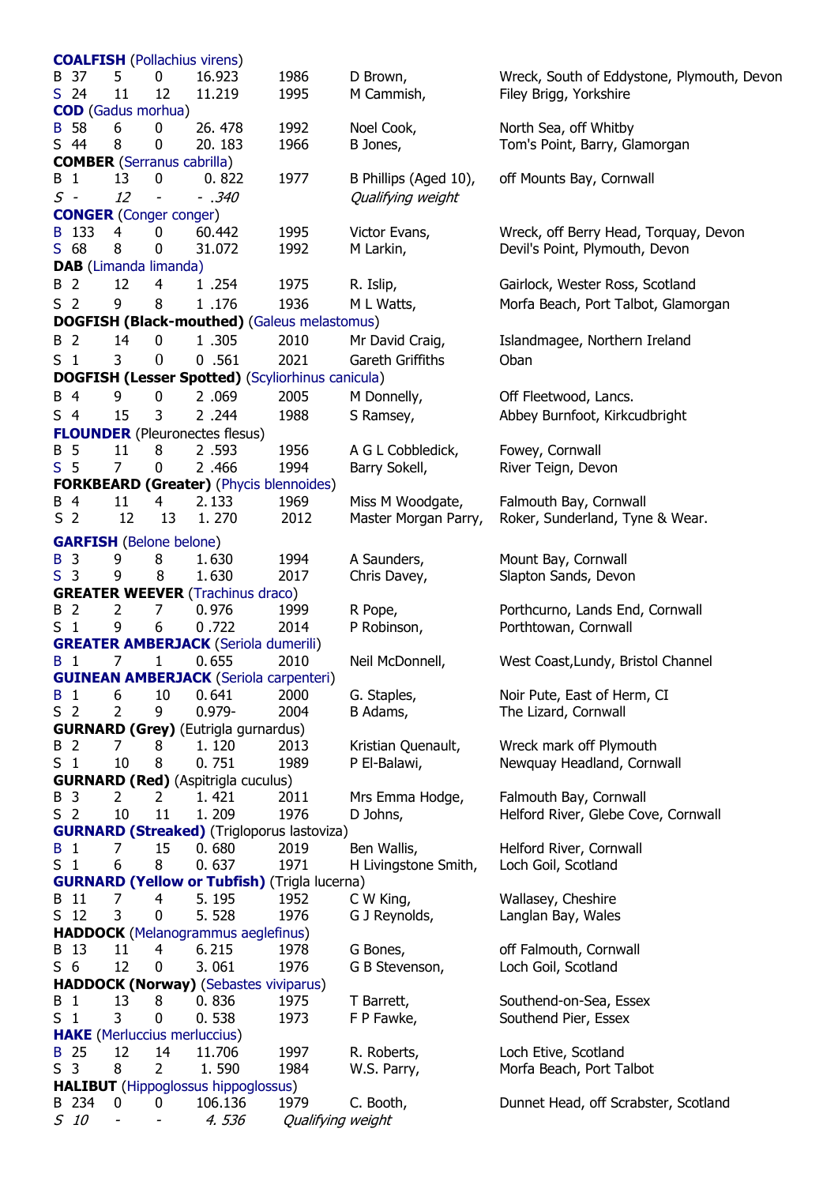**COALFISH** (Pollachius virens)

| | lb | oz | dr | kg | Year | Captor | Location |
|---|---|---|---|---|---|---|---|
| B | 37 | 5 | 0 | 16.923 | 1986 | D Brown, | Wreck, South of Eddystone, Plymouth, Devon |
| S | 24 | 11 | 12 | 11.219 | 1995 | M Cammish, | Filey Brigg, Yorkshire |

**COD** (Gadus morhua)

| | | | | | | | |
|---|---|---|---|---|---|---|---|
| B | 58 | 6 | 0 | 26. 478 | 1992 | Noel Cook, | North Sea, off Whitby |
| S | 44 | 8 | 0 | 20. 183 | 1966 | B Jones, | Tom's Point, Barry, Glamorgan |

**COMBER** (Serranus cabrilla)

| | | | | | | | |
|---|---|---|---|---|---|---|---|
| B | 1 | 13 | 0 | 0. 822 | 1977 | B Phillips (Aged 10), | off Mounts Bay, Cornwall |
| *S* | *-* | *12* | *-* | *- .340* | | *Qualifying weight* | |

**CONGER** (Conger conger)

| | | | | | | | |
|---|---|---|---|---|---|---|---|
| B | 133 | 4 | 0 | 60.442 | 1995 | Victor Evans, | Wreck, off Berry Head, Torquay, Devon |
| S | 68 | 8 | 0 | 31.072 | 1992 | M Larkin, | Devil's Point, Plymouth, Devon |

**DAB** (Limanda limanda)

| | | | | | | | |
|---|---|---|---|---|---|---|---|
| B | 2 | 12 | 4 | 1 .254 | 1975 | R. Islip, | Gairlock, Wester Ross, Scotland |
| S | 2 | 9 | 8 | 1 .176 | 1936 | M L Watts, | Morfa Beach, Port Talbot, Glamorgan |

**DOGFISH (Black-mouthed)** (Galeus melastomus)

| | | | | | | | |
|---|---|---|---|---|---|---|---|
| B | 2 | 14 | 0 | 1 .305 | 2010 | Mr David Craig, | Islandmagee, Northern Ireland |
| S | 1 | 3 | 0 | 0 .561 | 2021 | Gareth Griffiths | Oban |

**DOGFISH (Lesser Spotted)** (Scyliorhinus canicula)

| | | | | | | | |
|---|---|---|---|---|---|---|---|
| B | 4 | 9 | 0 | 2 .069 | 2005 | M Donnelly, | Off Fleetwood, Lancs. |
| S | 4 | 15 | 3 | 2 .244 | 1988 | S Ramsey, | Abbey Burnfoot, Kirkcudbright |

**FLOUNDER** (Pleuronectes flesus)

| | | | | | | | |
|---|---|---|---|---|---|---|---|
| B | 5 | 11 | 8 | 2 .593 | 1956 | A G L Cobbledick, | Fowey, Cornwall |
| S | 5 | 7 | 0 | 2 .466 | 1994 | Barry Sokell, | River Teign, Devon |

**FORKBEARD (Greater)** (Phycis blennoides)

| | | | | | | | |
|---|---|---|---|---|---|---|---|
| B | 4 | 11 | 4 | 2. 133 | 1969 | Miss M Woodgate, | Falmouth Bay, Cornwall |
| S | 2 | 12 | 13 | 1. 270 | 2012 | Master Morgan Parry, | Roker, Sunderland, Tyne & Wear. |

**GARFISH** (Belone belone)

| | | | | | | | |
|---|---|---|---|---|---|---|---|
| B | 3 | 9 | 8 | 1.630 | 1994 | A Saunders, | Mount Bay, Cornwall |
| S | 3 | 9 | 8 | 1.630 | 2017 | Chris Davey, | Slapton Sands, Devon |

**GREATER WEEVER** (Trachinus draco)

| | | | | | | | |
|---|---|---|---|---|---|---|---|
| B | 2 | 2 | 7 | 0.976 | 1999 | R Pope, | Porthcurno, Lands End, Cornwall |
| S | 1 | 9 | 6 | 0 .722 | 2014 | P Robinson, | Porthtowan, Cornwall |

**GREATER AMBERJACK** (Seriola dumerili)

| | | | | | | | |
|---|---|---|---|---|---|---|---|
| B | 1 | 7 | 1 | 0. 655 | 2010 | Neil McDonnell, | West Coast,Lundy, Bristol Channel |

**GUINEAN AMBERJACK** (Seriola carpenteri)

| | | | | | | | |
|---|---|---|---|---|---|---|---|
| B | 1 | 6 | 10 | 0. 641 | 2000 | G. Staples, | Noir Pute, East of Herm, CI |
| S | 2 | 2 | 9 | 0.979- | 2004 | B Adams, | The Lizard, Cornwall |

**GURNARD (Grey)** (Eutrigla gurnardus)

| | | | | | | | |
|---|---|---|---|---|---|---|---|
| B | 2 | 7 | 8 | 1. 120 | 2013 | Kristian Quenault, | Wreck mark off Plymouth |
| S | 1 | 10 | 8 | 0. 751 | 1989 | P El-Balawi, | Newquay Headland, Cornwall |

**GURNARD (Red)** (Aspitrigla cuculus)

| | | | | | | | |
|---|---|---|---|---|---|---|---|
| B | 3 | 2 | 2 | 1. 421 | 2011 | Mrs Emma Hodge, | Falmouth Bay, Cornwall |
| S | 2 | 10 | 11 | 1. 209 | 1976 | D Johns, | Helford River, Glebe Cove, Cornwall |

**GURNARD (Streaked)** (Trigloporus lastoviza)

| | | | | | | | |
|---|---|---|---|---|---|---|---|
| B | 1 | 7 | 15 | 0. 680 | 2019 | Ben Wallis, | Helford River, Cornwall |
| S | 1 | 6 | 8 | 0. 637 | 1971 | H Livingstone Smith, | Loch Goil, Scotland |

**GURNARD (Yellow or Tubfish)** (Trigla lucerna)

| | | | | | | | |
|---|---|---|---|---|---|---|---|
| B | 11 | 7 | 4 | 5. 195 | 1952 | C W King, | Wallasey, Cheshire |
| S | 12 | 3 | 0 | 5. 528 | 1976 | G J Reynolds, | Langlan Bay, Wales |

**HADDOCK** (Melanogrammus aeglefinus)

| | | | | | | | |
|---|---|---|---|---|---|---|---|
| B | 13 | 11 | 4 | 6. 215 | 1978 | G Bones, | off Falmouth, Cornwall |
| S | 6 | 12 | 0 | 3. 061 | 1976 | G B Stevenson, | Loch Goil, Scotland |

**HADDOCK (Norway)** (Sebastes viviparus)

| | | | | | | | |
|---|---|---|---|---|---|---|---|
| B | 1 | 13 | 8 | 0. 836 | 1975 | T Barrett, | Southend-on-Sea, Essex |
| S | 1 | 3 | 0 | 0. 538 | 1973 | F P Fawke, | Southend Pier, Essex |

**HAKE** (Merluccius merluccius)

| | | | | | | | |
|---|---|---|---|---|---|---|---|
| B | 25 | 12 | 14 | 11.706 | 1997 | R. Roberts, | Loch Etive, Scotland |
| S | 3 | 8 | 2 | 1. 590 | 1984 | W.S. Parry, | Morfa Beach, Port Talbot |

**HALIBUT** (Hippoglossus hippoglossus)

| | | | | | | | |
|---|---|---|---|---|---|---|---|
| B | 234 | 0 | 0 | 106.136 | 1979 | C. Booth, | Dunnet Head, off Scrabster, Scotland |
| *S* | *10* | *-* | *-* | *4. 536* | | *Qualifying weight* | |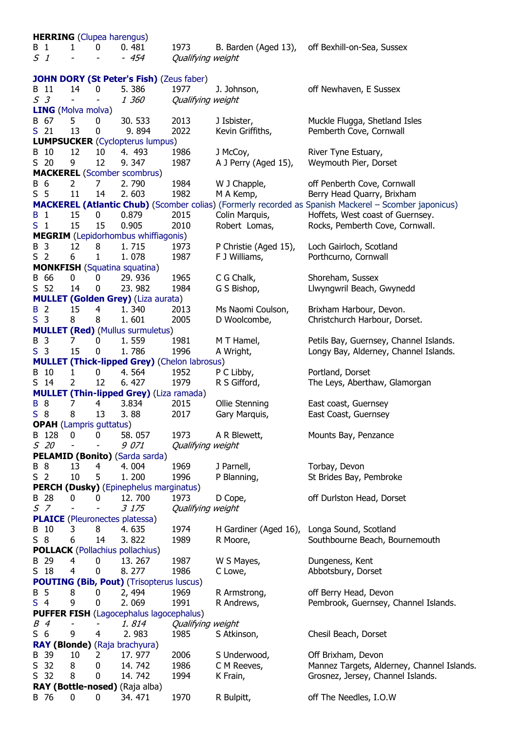**HERRING** (Clupea harengus)

| | | | | | | |
|---|---|---|---|---|---|---|
| B 1 | 1 | 0 | 0. 481 | 1973 | B. Barden (Aged 13), | off Bexhill-on-Sea, Sussex |
| *S 1* | - | - | *- 454* | *Qualifying weight* | | |

**JOHN DORY (St Peter's Fish)** (Zeus faber)

| | | | | | | |
|---|---|---|---|---|---|---|
| B 11 | 14 | 0 | 5. 386 | 1977 | J. Johnson, | off Newhaven, E Sussex |
| *S 3* | - | - | *1 360* | *Qualifying weight* | | |

**LING** (Molva molva)

| | | | | | | |
|---|---|---|---|---|---|---|
| B 67 | 5 | 0 | 30. 533 | 2013 | J Isbister, | Muckle Flugga, Shetland Isles |
| S 21 | 13 | 0 | 9. 894 | 2022 | Kevin Griffiths, | Pemberth Cove, Cornwall |

**LUMPSUCKER** (Cyclopterus lumpus)

| | | | | | | |
|---|---|---|---|---|---|---|
| B 10 | 12 | 10 | 4. 493 | 1986 | J McCoy, | River Tyne Estuary, |
| S 20 | 9 | 12 | 9. 347 | 1987 | A J Perry (Aged 15), | Weymouth Pier, Dorset |

**MACKEREL** (Scomber scombrus)

| | | | | | | |
|---|---|---|---|---|---|---|
| B 6 | 2 | 7 | 2. 790 | 1984 | W J Chapple, | off Penberth Cove, Cornwall |
| S 5 | 11 | 14 | 2. 603 | 1982 | M A Kemp, | Berry Head Quarry, Brixham |

**MACKEREL (Atlantic Chub)** (Scomber colias) (Formerly recorded as Spanish Mackerel – Scomber japonicus)

| | | | | | | |
|---|---|---|---|---|---|---|
| B 1 | 15 | 0 | 0.879 | 2015 | Colin Marquis, | Hoffets, West coast of Guernsey. |
| S 1 | 15 | 15 | 0.905 | 2010 | Robert Lomas, | Rocks, Pemberth Cove, Cornwall. |

**MEGRIM** (Lepidorhombus whiffiagonis)

| | | | | | | |
|---|---|---|---|---|---|---|
| B 3 | 12 | 8 | 1. 715 | 1973 | P Christie (Aged 15), | Loch Gairloch, Scotland |
| S 2 | 6 | 1 | 1. 078 | 1987 | F J Williams, | Porthcurno, Cornwall |

**MONKFISH** (Squatina squatina)

| | | | | | | |
|---|---|---|---|---|---|---|
| B 66 | 0 | 0 | 29. 936 | 1965 | C G Chalk, | Shoreham, Sussex |
| S 52 | 14 | 0 | 23. 982 | 1984 | G S Bishop, | Llwyngwril Beach, Gwynedd |

**MULLET (Golden Grey)** (Liza aurata)

| | | | | | | |
|---|---|---|---|---|---|---|
| B 2 | 15 | 4 | 1. 340 | 2013 | Ms Naomi Coulson, | Brixham Harbour, Devon. |
| S 3 | 8 | 8 | 1. 601 | 2005 | D Woolcombe, | Christchurch Harbour, Dorset. |

**MULLET (Red)** (Mullus surmuletus)

| | | | | | | |
|---|---|---|---|---|---|---|
| B 3 | 7 | 0 | 1. 559 | 1981 | M T Hamel, | Petils Bay, Guernsey, Channel Islands. |
| S 3 | 15 | 0 | 1. 786 | 1996 | A Wright, | Longy Bay, Alderney, Channel Islands. |

**MULLET (Thick-lipped Grey)** (Chelon labrosus)

| | | | | | | |
|---|---|---|---|---|---|---|
| B 10 | 1 | 0 | 4. 564 | 1952 | P C Libby, | Portland, Dorset |
| S 14 | 2 | 12 | 6. 427 | 1979 | R S Gifford, | The Leys, Aberthaw, Glamorgan |

**MULLET (Thin-lipped Grey)** (Liza ramada)

| | | | | | | |
|---|---|---|---|---|---|---|
| B 8 | 7 | 4 | 3.834 | 2015 | Ollie Stenning | East coast, Guernsey |
| S 8 | 8 | 13 | 3. 88 | 2017 | Gary Marquis, | East Coast, Guernsey |

**OPAH** (Lampris guttatus)

| | | | | | | |
|---|---|---|---|---|---|---|
| B 128 | 0 | 0 | 58. 057 | 1973 | A R Blewett, | Mounts Bay, Penzance |
| *S 20* | - | - | *9 071* | *Qualifying weight* | | |

**PELAMID (Bonito)** (Sarda sarda)

| | | | | | | |
|---|---|---|---|---|---|---|
| B 8 | 13 | 4 | 4. 004 | 1969 | J Parnell, | Torbay, Devon |
| S 2 | 10 | 5 | 1. 200 | 1996 | P Blanning, | St Brides Bay, Pembroke |

**PERCH (Dusky)** (Epinephelus marginatus)

| | | | | | | |
|---|---|---|---|---|---|---|
| B 28 | 0 | 0 | 12. 700 | 1973 | D Cope, | off Durlston Head, Dorset |
| *S 7* | - | - | *3 175* | *Qualifying weight* | | |

**PLAICE** (Pleuronectes platessa)

| | | | | | | |
|---|---|---|---|---|---|---|
| B 10 | 3 | 8 | 4. 635 | 1974 | H Gardiner (Aged 16), | Longa Sound, Scotland |
| S 8 | 6 | 14 | 3. 822 | 1989 | R Moore, | Southbourne Beach, Bournemouth |

**POLLACK** (Pollachius pollachius)

| | | | | | | |
|---|---|---|---|---|---|---|
| B 29 | 4 | 0 | 13. 267 | 1987 | W S Mayes, | Dungeness, Kent |
| S 18 | 4 | 0 | 8. 277 | 1986 | C Lowe, | Abbotsbury, Dorset |

**POUTING (Bib, Pout)** (Trisopterus luscus)

| | | | | | | |
|---|---|---|---|---|---|---|
| B 5 | 8 | 0 | 2, 494 | 1969 | R Armstrong, | off Berry Head, Devon |
| S 4 | 9 | 0 | 2. 069 | 1991 | R Andrews, | Pembrook, Guernsey, Channel Islands. |

**PUFFER FISH** (Lagocephalus lagocephalus)

| | | | | | | |
|---|---|---|---|---|---|---|
| *B 4* | - | - | *1. 814* | *Qualifying weight* | | |
| S 6 | 9 | 4 | 2. 983 | 1985 | S Atkinson, | Chesil Beach, Dorset |

**RAY (Blonde)** (Raja brachyura)

| | | | | | | |
|---|---|---|---|---|---|---|
| B 39 | 10 | 2 | 17. 977 | 2006 | S Underwood, | Off Brixham, Devon |
| S 32 | 8 | 0 | 14. 742 | 1986 | C M Reeves, | Mannez Targets, Alderney, Channel Islands. |
| S 32 | 8 | 0 | 14. 742 | 1994 | K Frain, | Grosnez, Jersey, Channel Islands. |

**RAY (Bottle-nosed)** (Raja alba)

| | | | | | | |
|---|---|---|---|---|---|---|
| B 76 | 0 | 0 | 34. 471 | 1970 | R Bulpitt, | off The Needles, I.O.W |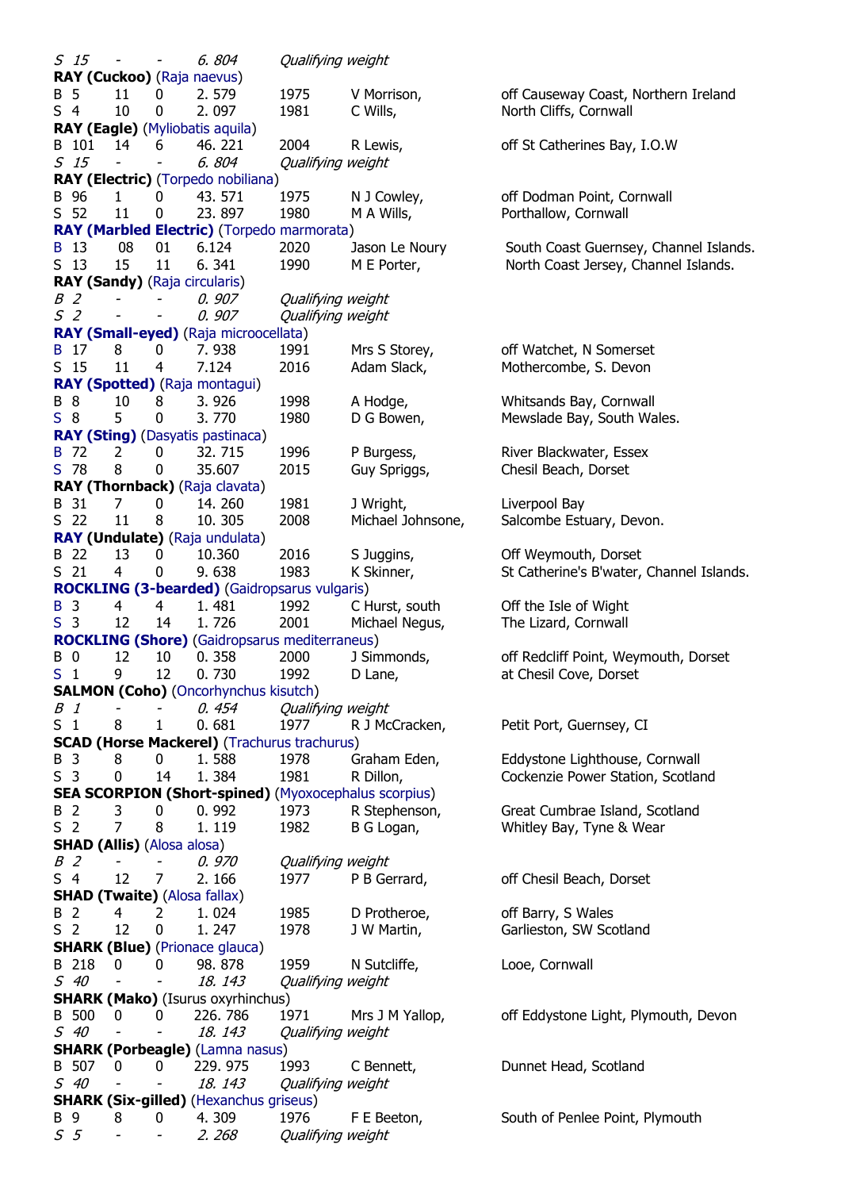| | | | | | | |
|---|---|---|---|---|---|---|
| *S 15* | *-* | *-* | *6. 804* | *Qualifying weight* | | |

**RAY (Cuckoo)** (Raja naevus)

| | | | | | | |
|---|---|---|---|---|---|---|
| B 5 | 11 | 0 | 2. 579 | 1975 | V Morrison, | off Causeway Coast, Northern Ireland |
| S 4 | 10 | 0 | 2. 097 | 1981 | C Wills, | North Cliffs, Cornwall |

**RAY (Eagle)** (Myliobatis aquila)

| | | | | | | |
|---|---|---|---|---|---|---|
| B 101 | 14 | 6 | 46. 221 | 2004 | R Lewis, | off St Catherines Bay, I.O.W |
| *S 15* | *-* | *-* | *6. 804* | *Qualifying weight* | | |

**RAY (Electric)** (Torpedo nobiliana)

| | | | | | | |
|---|---|---|---|---|---|---|
| B 96 | 1 | 0 | 43. 571 | 1975 | N J Cowley, | off Dodman Point, Cornwall |
| S 52 | 11 | 0 | 23. 897 | 1980 | M A Wills, | Porthallow, Cornwall |

**RAY (Marbled Electric)** (Torpedo marmorata)

| | | | | | | |
|---|---|---|---|---|---|---|
| B 13 | 08 | 01 | 6.124 | 2020 | Jason Le Noury | South Coast Guernsey, Channel Islands. |
| S 13 | 15 | 11 | 6. 341 | 1990 | M E Porter, | North Coast Jersey, Channel Islands. |

**RAY (Sandy)** (Raja circularis)

| | | | | | | |
|---|---|---|---|---|---|---|
| *B 2* | *-* | *-* | *0. 907* | *Qualifying weight* | | |
| *S 2* | *-* | *-* | *0. 907* | *Qualifying weight* | | |

**RAY (Small-eyed)** (Raja microocellata)

| | | | | | | |
|---|---|---|---|---|---|---|
| B 17 | 8 | 0 | 7. 938 | 1991 | Mrs S Storey, | off Watchet, N Somerset |
| S 15 | 11 | 4 | 7.124 | 2016 | Adam Slack, | Mothercombe, S. Devon |

**RAY (Spotted)** (Raja montagui)

| | | | | | | |
|---|---|---|---|---|---|---|
| B 8 | 10 | 8 | 3. 926 | 1998 | A Hodge, | Whitsands Bay, Cornwall |
| S 8 | 5 | 0 | 3. 770 | 1980 | D G Bowen, | Mewslade Bay, South Wales. |

**RAY (Sting)** (Dasyatis pastinaca)

| | | | | | | |
|---|---|---|---|---|---|---|
| B 72 | 2 | 0 | 32. 715 | 1996 | P Burgess, | River Blackwater, Essex |
| S 78 | 8 | 0 | 35.607 | 2015 | Guy Spriggs, | Chesil Beach, Dorset |

**RAY (Thornback)** (Raja clavata)

| | | | | | | |
|---|---|---|---|---|---|---|
| B 31 | 7 | 0 | 14. 260 | 1981 | J Wright, | Liverpool Bay |
| S 22 | 11 | 8 | 10. 305 | 2008 | Michael Johnsone, | Salcombe Estuary, Devon. |

**RAY (Undulate)** (Raja undulata)

| | | | | | | |
|---|---|---|---|---|---|---|
| B 22 | 13 | 0 | 10.360 | 2016 | S Juggins, | Off Weymouth, Dorset |
| S 21 | 4 | 0 | 9. 638 | 1983 | K Skinner, | St Catherine's B'water, Channel Islands. |

**ROCKLING (3-bearded)** (Gaidropsarus vulgaris)

| | | | | | | |
|---|---|---|---|---|---|---|
| B 3 | 4 | 4 | 1. 481 | 1992 | C Hurst, south | Off the Isle of Wight |
| S 3 | 12 | 14 | 1. 726 | 2001 | Michael Negus, | The Lizard, Cornwall |

**ROCKLING (Shore)** (Gaidropsarus mediterraneus)

| | | | | | | |
|---|---|---|---|---|---|---|
| B 0 | 12 | 10 | 0. 358 | 2000 | J Simmonds, | off Redcliff Point, Weymouth, Dorset |
| S 1 | 9 | 12 | 0. 730 | 1992 | D Lane, | at Chesil Cove, Dorset |

**SALMON (Coho)** (Oncorhynchus kisutch)

| | | | | | | |
|---|---|---|---|---|---|---|
| *B 1* | *-* | *-* | *0. 454* | *Qualifying weight* | | |
| S 1 | 8 | 1 | 0. 681 | 1977 | R J McCracken, | Petit Port, Guernsey, CI |

**SCAD (Horse Mackerel)** (Trachurus trachurus)

| | | | | | | |
|---|---|---|---|---|---|---|
| B 3 | 8 | 0 | 1. 588 | 1978 | Graham Eden, | Eddystone Lighthouse, Cornwall |
| S 3 | 0 | 14 | 1. 384 | 1981 | R Dillon, | Cockenzie Power Station, Scotland |

**SEA SCORPION (Short-spined)** (Myoxocephalus scorpius)

| | | | | | | |
|---|---|---|---|---|---|---|
| B 2 | 3 | 0 | 0. 992 | 1973 | R Stephenson, | Great Cumbrae Island, Scotland |
| S 2 | 7 | 8 | 1. 119 | 1982 | B G Logan, | Whitley Bay, Tyne & Wear |

**SHAD (Allis)** (Alosa alosa)

| | | | | | | |
|---|---|---|---|---|---|---|
| *B 2* | *-* | *-* | *0. 970* | *Qualifying weight* | | |
| S 4 | 12 | 7 | 2. 166 | 1977 | P B Gerrard, | off Chesil Beach, Dorset |

**SHAD (Twaite)** (Alosa fallax)

| | | | | | | |
|---|---|---|---|---|---|---|
| B 2 | 4 | 2 | 1. 024 | 1985 | D Protheroe, | off Barry, S Wales |
| S 2 | 12 | 0 | 1. 247 | 1978 | J W Martin, | Garlieston, SW Scotland |

**SHARK (Blue)** (Prionace glauca)

| | | | | | | |
|---|---|---|---|---|---|---|
| B 218 | 0 | 0 | 98. 878 | 1959 | N Sutcliffe, | Looe, Cornwall |
| *S 40* | *-* | *-* | *18. 143* | *Qualifying weight* | | |

**SHARK (Mako)** (Isurus oxyrhincus)

| | | | | | | |
|---|---|---|---|---|---|---|
| B 500 | 0 | 0 | 226. 786 | 1971 | Mrs J M Yallop, | off Eddystone Light, Plymouth, Devon |
| *S 40* | *-* | *-* | *18. 143* | *Qualifying weight* | | |

**SHARK (Porbeagle)** (Lamna nasus)

| | | | | | | |
|---|---|---|---|---|---|---|
| B 507 | 0 | 0 | 229. 975 | 1993 | C Bennett, | Dunnet Head, Scotland |
| *S 40* | *-* | *-* | *18. 143* | *Qualifying weight* | | |

**SHARK (Six-gilled)** (Hexanchus griseus)

| | | | | | | |
|---|---|---|---|---|---|---|
| B 9 | 8 | 0 | 4. 309 | 1976 | F E Beeton, | South of Penlee Point, Plymouth |
| *S 5* | *-* | *-* | *2. 268* | *Qualifying weight* | | |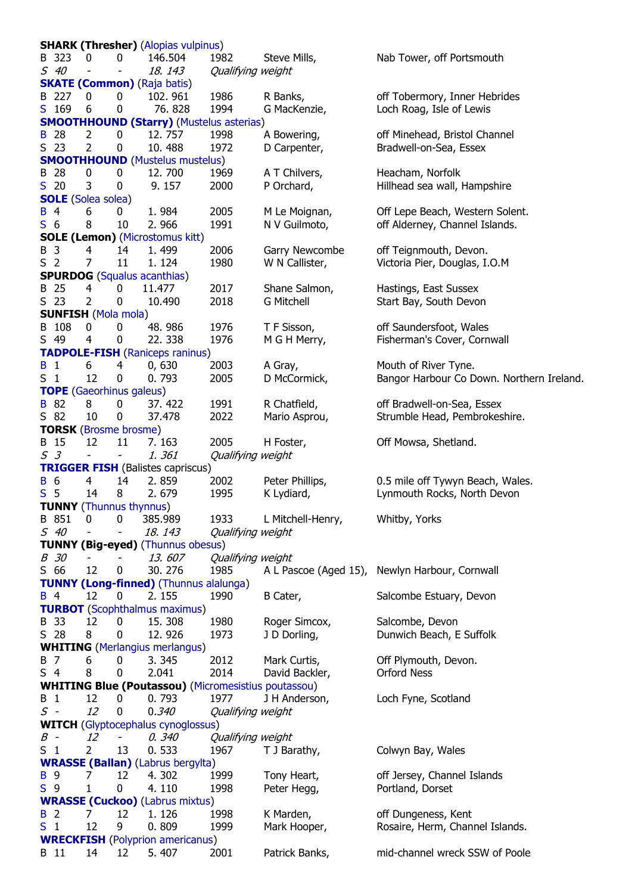**SHARK (Thresher)** (Alopias vulpinus)

| | | | | | | | |
|---|---|---|---|---|---|---|---|
| B | 323 | 0 | 0 | 146.504 | 1982 | Steve Mills, | Nab Tower, off Portsmouth |
| *S* | *40* | *-* | *-* | *18. 143* | *Qualifying weight* | | |

**SKATE (Common)** (Raja batis)

| | | | | | | | |
|---|---|---|---|---|---|---|---|
| B | 227 | 0 | 0 | 102. 961 | 1986 | R Banks, | off Tobermory, Inner Hebrides |
| S | 169 | 6 | 0 | 76. 828 | 1994 | G MacKenzie, | Loch Roag, Isle of Lewis |

**SMOOTHHOUND (Starry)** (Mustelus asterias)

| | | | | | | | |
|---|---|---|---|---|---|---|---|
| B | 28 | 2 | 0 | 12. 757 | 1998 | A Bowering, | off Minehead, Bristol Channel |
| S | 23 | 2 | 0 | 10. 488 | 1972 | D Carpenter, | Bradwell-on-Sea, Essex |

**SMOOTHHOUND** (Mustelus mustelus)

| | | | | | | | |
|---|---|---|---|---|---|---|---|
| B | 28 | 0 | 0 | 12. 700 | 1969 | A T Chilvers, | Heacham, Norfolk |
| S | 20 | 3 | 0 | 9. 157 | 2000 | P Orchard, | Hillhead sea wall, Hampshire |

**SOLE** (Solea solea)

| | | | | | | | |
|---|---|---|---|---|---|---|---|
| B | 4 | 6 | 0 | 1. 984 | 2005 | M Le Moignan, | Off Lepe Beach, Western Solent. |
| S | 6 | 8 | 10 | 2. 966 | 1991 | N V Guilmoto, | off Alderney, Channel Islands. |

**SOLE (Lemon)** (Microstomus kitt)

| | | | | | | | |
|---|---|---|---|---|---|---|---|
| B | 3 | 4 | 14 | 1. 499 | 2006 | Garry Newcombe | off Teignmouth, Devon. |
| S | 2 | 7 | 11 | 1. 124 | 1980 | W N Callister, | Victoria Pier, Douglas, I.O.M |

**SPURDOG** (Squalus acanthias)

| | | | | | | | |
|---|---|---|---|---|---|---|---|
| B | 25 | 4 | 0 | 11.477 | 2017 | Shane Salmon, | Hastings, East Sussex |
| S | 23 | 2 | 0 | 10.490 | 2018 | G Mitchell | Start Bay, South Devon |

**SUNFISH** (Mola mola)

| | | | | | | | |
|---|---|---|---|---|---|---|---|
| B | 108 | 0 | 0 | 48. 986 | 1976 | T F Sisson, | off Saundersfoot, Wales |
| S | 49 | 4 | 0 | 22. 338 | 1976 | M G H Merry, | Fisherman's Cover, Cornwall |

**TADPOLE-FISH** (Raniceps raninus)

| | | | | | | | |
|---|---|---|---|---|---|---|---|
| B | 1 | 6 | 4 | 0, 630 | 2003 | A Gray, | Mouth of River Tyne. |
| S | 1 | 12 | 0 | 0. 793 | 2005 | D McCormick, | Bangor Harbour Co Down. Northern Ireland. |

**TOPE** (Gaeorhinus galeus)

| | | | | | | | |
|---|---|---|---|---|---|---|---|
| B | 82 | 8 | 0 | 37. 422 | 1991 | R Chatfield, | off Bradwell-on-Sea, Essex |
| S | 82 | 10 | 0 | 37.478 | 2022 | Mario Asprou, | Strumble Head, Pembrokeshire. |

**TORSK** (Brosme brosme)

| | | | | | | | |
|---|---|---|---|---|---|---|---|
| B | 15 | 12 | 11 | 7. 163 | 2005 | H Foster, | Off Mowsa, Shetland. |
| *S* | *3* | *-* | *-* | *1. 361* | *Qualifying weight* | | |

**TRIGGER FISH** (Balistes capriscus)

| | | | | | | | |
|---|---|---|---|---|---|---|---|
| B | 6 | 4 | 14 | 2. 859 | 2002 | Peter Phillips, | 0.5 mile off Tywyn Beach, Wales. |
| S | 5 | 14 | 8 | 2. 679 | 1995 | K Lydiard, | Lynmouth Rocks, North Devon |

**TUNNY** (Thunnus thynnus)

| | | | | | | | |
|---|---|---|---|---|---|---|---|
| B | 851 | 0 | 0 | 385.989 | 1933 | L Mitchell-Henry, | Whitby, Yorks |
| *S* | *40* | *-* | *-* | *18. 143* | *Qualifying weight* | | |

**TUNNY (Big-eyed)** (Thunnus obesus)

| | | | | | | | |
|---|---|---|---|---|---|---|---|
| *B* | *30* | *-* | *-* | *13. 607* | *Qualifying weight* | | |
| S | 66 | 12 | 0 | 30. 276 | 1985 | A L Pascoe (Aged 15), | Newlyn Harbour, Cornwall |

**TUNNY (Long-finned)** (Thunnus alalunga)

| | | | | | | | |
|---|---|---|---|---|---|---|---|
| B | 4 | 12 | 0 | 2. 155 | 1990 | B Cater, | Salcombe Estuary, Devon |

**TURBOT** (Scophthalmus maximus)

| | | | | | | | |
|---|---|---|---|---|---|---|---|
| B | 33 | 12 | 0 | 15. 308 | 1980 | Roger Simcox, | Salcombe, Devon |
| S | 28 | 8 | 0 | 12. 926 | 1973 | J D Dorling, | Dunwich Beach, E Suffolk |

**WHITING** (Merlangius merlangus)

| | | | | | | | |
|---|---|---|---|---|---|---|---|
| B | 7 | 6 | 0 | 3. 345 | 2012 | Mark Curtis, | Off Plymouth, Devon. |
| S | 4 | 8 | 0 | 2.041 | 2014 | David Backler, | Orford Ness |

**WHITING Blue (Poutassou)** (Micromesistius poutassou)

| | | | | | | | |
|---|---|---|---|---|---|---|---|
| B | 1 | 12 | 0 | 0. 793 | 1977 | J H Anderson, | Loch Fyne, Scotland |
| *S* | *-* | *12* | *0* | *0.340* | *Qualifying weight* | | |

**WITCH** (Glyptocephalus cynoglossus)

| | | | | | | | |
|---|---|---|---|---|---|---|---|
| *B* | *-* | *12* | *-* | *0. 340* | *Qualifying weight* | | |
| S | 1 | 2 | 13 | 0. 533 | 1967 | T J Barathy, | Colwyn Bay, Wales |

**WRASSE (Ballan)** (Labrus bergylta)

| | | | | | | | |
|---|---|---|---|---|---|---|---|
| B | 9 | 7 | 12 | 4. 302 | 1999 | Tony Heart, | off Jersey, Channel Islands |
| S | 9 | 1 | 0 | 4. 110 | 1998 | Peter Hegg, | Portland, Dorset |

**WRASSE (Cuckoo)** (Labrus mixtus)

| | | | | | | | |
|---|---|---|---|---|---|---|---|
| B | 2 | 7 | 12 | 1. 126 | 1998 | K Marden, | off Dungeness, Kent |
| S | 1 | 12 | 9 | 0. 809 | 1999 | Mark Hooper, | Rosaire, Herm, Channel Islands. |

**WRECKFISH** (Polyprion americanus)

| | | | | | | | |
|---|---|---|---|---|---|---|---|
| B | 11 | 14 | 12 | 5. 407 | 2001 | Patrick Banks, | mid-channel wreck SSW of Poole |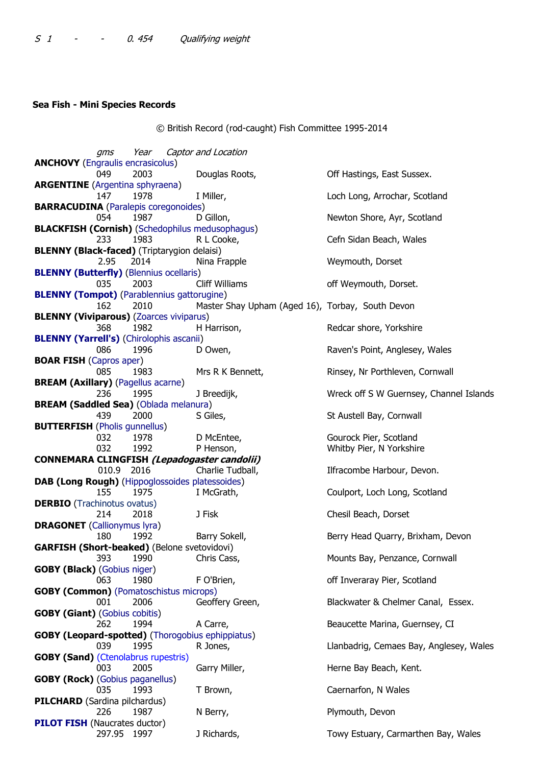*S 1 - - 0. 454 Qualifying weight*

**Sea Fish - Mini Species Records**

© British Record (rod-caught) Fish Committee 1995-2014

| *gms* | *Year* | *Captor and Location* | |
|---|---|---|---|
| **ANCHOVY** (Engraulis encrasicolus) | | | |
| 049 | 2003 | Douglas Roots, | Off Hastings, East Sussex. |
| **ARGENTINE** (Argentina sphyraena) | | | |
| 147 | 1978 | I Miller, | Loch Long, Arrochar, Scotland |
| **BARRACUDINA** (Paralepis coregonoides) | | | |
| 054 | 1987 | D Gillon, | Newton Shore, Ayr, Scotland |
| **BLACKFISH (Cornish)** (Schedophilus medusophagus) | | | |
| 233 | 1983 | R L Cooke, | Cefn Sidan Beach, Wales |
| **BLENNY (Black-faced)** (Triptarygion delaisi) | | | |
| 2.95 | 2014 | Nina Frapple | Weymouth, Dorset |
| **BLENNY (Butterfly)** (Blennius ocellaris) | | | |
| 035 | 2003 | Cliff Williams | off Weymouth, Dorset. |
| **BLENNY (Tompot)** (Parablennius gattorugine) | | | |
| 162 | 2010 | Master Shay Upham (Aged 16), | Torbay, South Devon |
| **BLENNY (Viviparous)** (Zoarces viviparus) | | | |
| 368 | 1982 | H Harrison, | Redcar shore, Yorkshire |
| **BLENNY (Yarrell's)** (Chirolophis ascanii) | | | |
| 086 | 1996 | D Owen, | Raven's Point, Anglesey, Wales |
| **BOAR FISH** (Capros aper) | | | |
| 085 | 1983 | Mrs R K Bennett, | Rinsey, Nr Porthleven, Cornwall |
| **BREAM (Axillary)** (Pagellus acarne) | | | |
| 236 | 1995 | J Breedijk, | Wreck off S W Guernsey, Channel Islands |
| **BREAM (Saddled Sea)** (Oblada melanura) | | | |
| 439 | 2000 | S Giles, | St Austell Bay, Cornwall |
| **BUTTERFISH** (Pholis gunnellus) | | | |
| 032 | 1978 | D McEntee, | Gourock Pier, Scotland |
| 032 | 1992 | P Henson, | Whitby Pier, N Yorkshire |
| **CONNEMARA CLINGFISH *(Lepadogaster candolii)*** | | | |
| 010.9 | 2016 | Charlie Tudball, | Ilfracombe Harbour, Devon. |
| **DAB (Long Rough)** (Hippoglossoides platessoides) | | | |
| 155 | 1975 | I McGrath, | Coulport, Loch Long, Scotland |
| **DERBIO** (Trachinotus ovatus) | | | |
| 214 | 2018 | J Fisk | Chesil Beach, Dorset |
| **DRAGONET** (Callionymus lyra) | | | |
| 180 | 1992 | Barry Sokell, | Berry Head Quarry, Brixham, Devon |
| **GARFISH (Short-beaked)** (Belone svetovidovi) | | | |
| 393 | 1990 | Chris Cass, | Mounts Bay, Penzance, Cornwall |
| **GOBY (Black)** (Gobius niger) | | | |
| 063 | 1980 | F O'Brien, | off Inveraray Pier, Scotland |
| **GOBY (Common)** (Pomatoschistus microps) | | | |
| 001 | 2006 | Geoffery Green, | Blackwater & Chelmer Canal, Essex. |
| **GOBY (Giant)** (Gobius cobitis) | | | |
| 262 | 1994 | A Carre, | Beaucette Marina, Guernsey, CI |
| **GOBY (Leopard-spotted)** (Thorogobius ephippiatus) | | | |
| 039 | 1995 | R Jones, | Llanbadrig, Cemaes Bay, Anglesey, Wales |
| **GOBY (Sand)** (Ctenolabrus rupestris) | | | |
| 003 | 2005 | Garry Miller, | Herne Bay Beach, Kent. |
| **GOBY (Rock)** (Gobius paganellus) | | | |
| 035 | 1993 | T Brown, | Caernarfon, N Wales |
| **PILCHARD** (Sardina pilchardus) | | | |
| 226 | 1987 | N Berry, | Plymouth, Devon |
| **PILOT FISH** (Naucrates ductor) | | | |
| 297.95 | 1997 | J Richards, | Towy Estuary, Carmarthen Bay, Wales |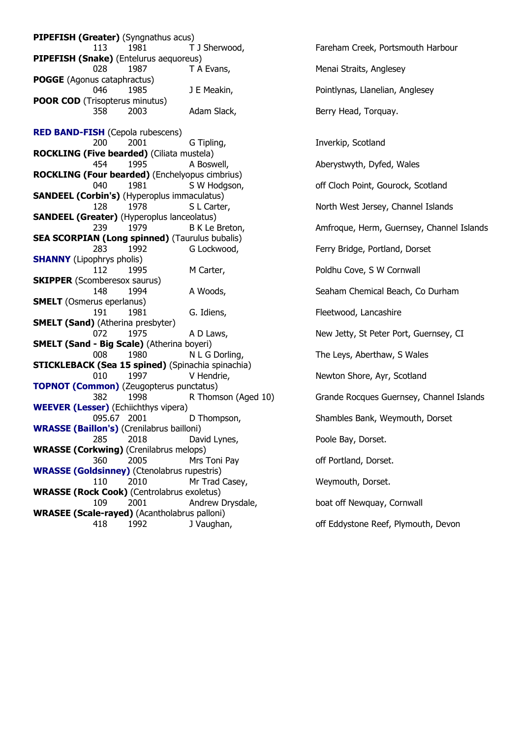**PIPEFISH (Greater)** (Syngnathus acus)
113 1981 T J Sherwood, Fareham Creek, Portsmouth Harbour

**PIPEFISH (Snake)** (Entelurus aequoreus)
028 1987 T A Evans, Menai Straits, Anglesey

**POGGE** (Agonus cataphractus)
046 1985 J E Meakin, Pointlynas, Llanelian, Anglesey

**POOR COD** (Trisopterus minutus)
358 2003 Adam Slack, Berry Head, Torquay.

**RED BAND-FISH** (Cepola rubescens)
200 2001 G Tipling, Inverkip, Scotland

**ROCKLING (Five bearded)** (Ciliata mustela)
454 1995 A Boswell, Aberystwyth, Dyfed, Wales

**ROCKLING (Four bearded)** (Enchelyopus cimbrius)
040 1981 S W Hodgson, off Cloch Point, Gourock, Scotland

**SANDEEL (Corbin's)** (Hyperoplus immaculatus)
128 1978 S L Carter, North West Jersey, Channel Islands

**SANDEEL (Greater)** (Hyperoplus lanceolatus)
239 1979 B K Le Breton, Amfroque, Herm, Guernsey, Channel Islands

**SEA SCORPIAN (Long spinned)** (Taurulus bubalis)
283 1992 G Lockwood, Ferry Bridge, Portland, Dorset

**SHANNY** (Lipophrys pholis)
112 1995 M Carter, Poldhu Cove, S W Cornwall

**SKIPPER** (Scomberesox saurus)
148 1994 A Woods, Seaham Chemical Beach, Co Durham

**SMELT** (Osmerus eperlanus)
191 1981 G. Idiens, Fleetwood, Lancashire

**SMELT (Sand)** (Atherina presbyter)
072 1975 A D Laws, New Jetty, St Peter Port, Guernsey, CI

**SMELT (Sand - Big Scale)** (Atherina boyeri)
008 1980 N L G Dorling, The Leys, Aberthaw, S Wales

**STICKLEBACK (Sea 15 spined)** (Spinachia spinachia)
010 1997 V Hendrie, Newton Shore, Ayr, Scotland

**TOPNOT (Common)** (Zeugopterus punctatus)
382 1998 R Thomson (Aged 10) Grande Rocques Guernsey, Channel Islands

**WEEVER (Lesser)** (Echiichthys vipera)
095.67 2001 D Thompson, Shambles Bank, Weymouth, Dorset

**WRASSE (Baillon's)** (Crenilabrus bailloni)
285 2018 David Lynes, Poole Bay, Dorset.

**WRASSE (Corkwing)** (Crenilabrus melops)
360 2005 Mrs Toni Pay off Portland, Dorset.

**WRASSE (Goldsinney)** (Ctenolabrus rupestris)
110 2010 Mr Trad Casey, Weymouth, Dorset.

**WRASSE (Rock Cook)** (Centrolabrus exoletus)
109 2001 Andrew Drysdale, boat off Newquay, Cornwall

**WRASEE (Scale-rayed)** (Acantholabrus palloni)
418 1992 J Vaughan, off Eddystone Reef, Plymouth, Devon